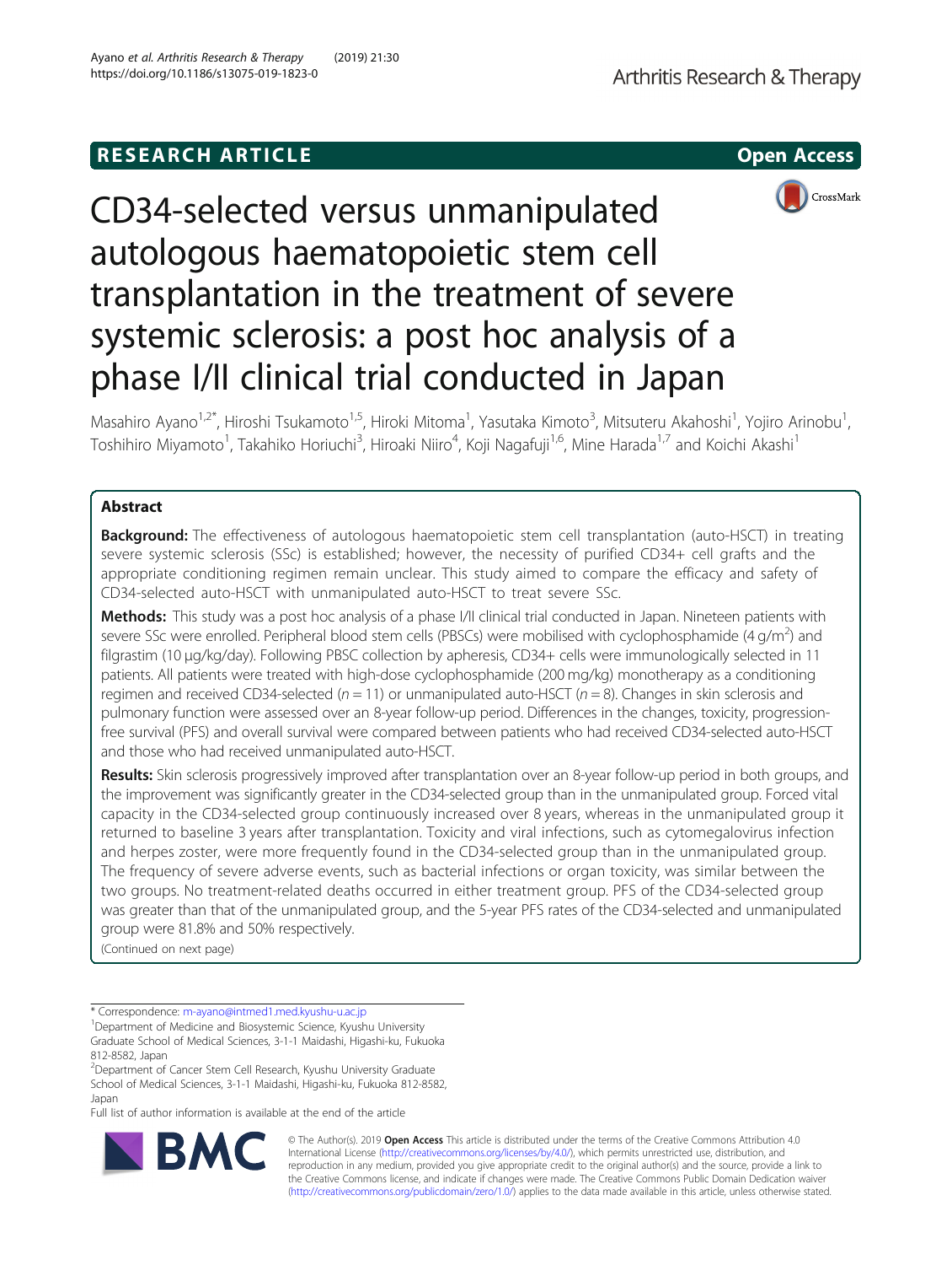RESEARCH ARTICLE

Open Access

# CD34-selected versus unmanipulated autologous haematopoietic stem cell transplantation in the treatment of severe systemic sclerosis: a post hoc analysis of a phase I/II clinical trial conducted in Japan

Masahiro Ayano[1,2*], Hiroshi Tsukamoto[1,5], Hiroki Mitoma[1], Yasutaka Kimoto[3], Mitsuteru Akahoshi[1], Yojiro Arinobu[1], Toshihiro Miyamoto[1], Takahiko Horiuchi[3], Hiroaki Niiro[4], Koji Nagafuji[1,6], Mine Harada[1,7] and Koichi Akashi[1]

## Abstract

**Background:** The effectiveness of autologous haematopoietic stem cell transplantation (auto-HSCT) in treating severe systemic sclerosis (SSc) is established; however, the necessity of purified CD34+ cell grafts and the appropriate conditioning regimen remain unclear. This study aimed to compare the efficacy and safety of CD34-selected auto-HSCT with unmanipulated auto-HSCT to treat severe SSc.

**Methods:** This study was a post hoc analysis of a phase I/II clinical trial conducted in Japan. Nineteen patients with severe SSc were enrolled. Peripheral blood stem cells (PBSCs) were mobilised with cyclophosphamide (4 g/m$^2$) and filgrastim (10 μg/kg/day). Following PBSC collection by apheresis, CD34+ cells were immunologically selected in 11 patients. All patients were treated with high-dose cyclophosphamide (200 mg/kg) monotherapy as a conditioning regimen and received CD34-selected ($n = 11$) or unmanipulated auto-HSCT ($n = 8$). Changes in skin sclerosis and pulmonary function were assessed over an 8-year follow-up period. Differences in the changes, toxicity, progression-free survival (PFS) and overall survival were compared between patients who had received CD34-selected auto-HSCT and those who had received unmanipulated auto-HSCT.

**Results:** Skin sclerosis progressively improved after transplantation over an 8-year follow-up period in both groups, and the improvement was significantly greater in the CD34-selected group than in the unmanipulated group. Forced vital capacity in the CD34-selected group continuously increased over 8 years, whereas in the unmanipulated group it returned to baseline 3 years after transplantation. Toxicity and viral infections, such as cytomegalovirus infection and herpes zoster, were more frequently found in the CD34-selected group than in the unmanipulated group. The frequency of severe adverse events, such as bacterial infections or organ toxicity, was similar between the two groups. No treatment-related deaths occurred in either treatment group. PFS of the CD34-selected group was greater than that of the unmanipulated group, and the 5-year PFS rates of the CD34-selected and unmanipulated group were 81.8% and 50% respectively.

(Continued on next page)

\* Correspondence: m-ayano@intmed1.med.kyushu-u.ac.jp

[1]Department of Medicine and Biosystemic Science, Kyushu University Graduate School of Medical Sciences, 3-1-1 Maidashi, Higashi-ku, Fukuoka 812-8582, Japan

[2]Department of Cancer Stem Cell Research, Kyushu University Graduate School of Medical Sciences, 3-1-1 Maidashi, Higashi-ku, Fukuoka 812-8582, Japan

Full list of author information is available at the end of the article

© The Author(s). 2019 **Open Access** This article is distributed under the terms of the Creative Commons Attribution 4.0 International License (http://creativecommons.org/licenses/by/4.0/), which permits unrestricted use, distribution, and reproduction in any medium, provided you give appropriate credit to the original author(s) and the source, provide a link to the Creative Commons license, and indicate if changes were made. The Creative Commons Public Domain Dedication waiver (http://creativecommons.org/publicdomain/zero/1.0/) applies to the data made available in this article, unless otherwise stated.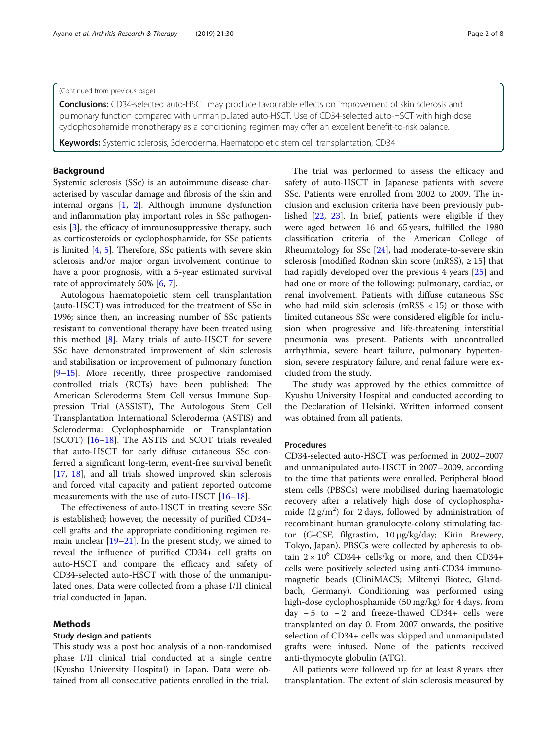(Continued from previous page)

**Conclusions:** CD34-selected auto-HSCT may produce favourable effects on improvement of skin sclerosis and pulmonary function compared with unmanipulated auto-HSCT. Use of CD34-selected auto-HSCT with high-dose cyclophosphamide monotherapy as a conditioning regimen may offer an excellent benefit-to-risk balance.

**Keywords:** Systemic sclerosis, Scleroderma, Haematopoietic stem cell transplantation, CD34

## Background

Systemic sclerosis (SSc) is an autoimmune disease characterised by vascular damage and fibrosis of the skin and internal organs [1, 2]. Although immune dysfunction and inflammation play important roles in SSc pathogenesis [3], the efficacy of immunosuppressive therapy, such as corticosteroids or cyclophosphamide, for SSc patients is limited [4, 5]. Therefore, SSc patients with severe skin sclerosis and/or major organ involvement continue to have a poor prognosis, with a 5-year estimated survival rate of approximately 50% [6, 7].

Autologous haematopoietic stem cell transplantation (auto-HSCT) was introduced for the treatment of SSc in 1996; since then, an increasing number of SSc patients resistant to conventional therapy have been treated using this method [8]. Many trials of auto-HSCT for severe SSc have demonstrated improvement of skin sclerosis and stabilisation or improvement of pulmonary function [9–15]. More recently, three prospective randomised controlled trials (RCTs) have been published: The American Scleroderma Stem Cell versus Immune Suppression Trial (ASSIST), The Autologous Stem Cell Transplantation International Scleroderma (ASTIS) and Scleroderma: Cyclophosphamide or Transplantation (SCOT) [16–18]. The ASTIS and SCOT trials revealed that auto-HSCT for early diffuse cutaneous SSc conferred a significant long-term, event-free survival benefit [17, 18], and all trials showed improved skin sclerosis and forced vital capacity and patient reported outcome measurements with the use of auto-HSCT [16–18].

The effectiveness of auto-HSCT in treating severe SSc is established; however, the necessity of purified CD34+ cell grafts and the appropriate conditioning regimen remain unclear [19–21]. In the present study, we aimed to reveal the influence of purified CD34+ cell grafts on auto-HSCT and compare the efficacy and safety of CD34-selected auto-HSCT with those of the unmanipulated ones. Data were collected from a phase I/II clinical trial conducted in Japan.

## Methods

### Study design and patients

This study was a post hoc analysis of a non-randomised phase I/II clinical trial conducted at a single centre (Kyushu University Hospital) in Japan. Data were obtained from all consecutive patients enrolled in the trial.

The trial was performed to assess the efficacy and safety of auto-HSCT in Japanese patients with severe SSc. Patients were enrolled from 2002 to 2009. The inclusion and exclusion criteria have been previously published [22, 23]. In brief, patients were eligible if they were aged between 16 and 65 years, fulfilled the 1980 classification criteria of the American College of Rheumatology for SSc [24], had moderate-to-severe skin sclerosis [modified Rodnan skin score (mRSS), ≥ 15] that had rapidly developed over the previous 4 years [25] and had one or more of the following: pulmonary, cardiac, or renal involvement. Patients with diffuse cutaneous SSc who had mild skin sclerosis (mRSS < 15) or those with limited cutaneous SSc were considered eligible for inclusion when progressive and life-threatening interstitial pneumonia was present. Patients with uncontrolled arrhythmia, severe heart failure, pulmonary hypertension, severe respiratory failure, and renal failure were excluded from the study.

The study was approved by the ethics committee of Kyushu University Hospital and conducted according to the Declaration of Helsinki. Written informed consent was obtained from all patients.

### Procedures

CD34-selected auto-HSCT was performed in 2002–2007 and unmanipulated auto-HSCT in 2007–2009, according to the time that patients were enrolled. Peripheral blood stem cells (PBSCs) were mobilised during haematologic recovery after a relatively high dose of cyclophosphamide (2 g/m$^2$) for 2 days, followed by administration of recombinant human granulocyte-colony stimulating factor (G-CSF, filgrastim, 10 μg/kg/day; Kirin Brewery, Tokyo, Japan). PBSCs were collected by apheresis to obtain $2 \times 10^6$ CD34+ cells/kg or more, and then CD34+ cells were positively selected using anti-CD34 immunomagnetic beads (CliniMACS; Miltenyi Biotec, Glandbach, Germany). Conditioning was performed using high-dose cyclophosphamide (50 mg/kg) for 4 days, from day − 5 to − 2 and freeze-thawed CD34+ cells were transplanted on day 0. From 2007 onwards, the positive selection of CD34+ cells was skipped and unmanipulated grafts were infused. None of the patients received anti-thymocyte globulin (ATG).

All patients were followed up for at least 8 years after transplantation. The extent of skin sclerosis measured by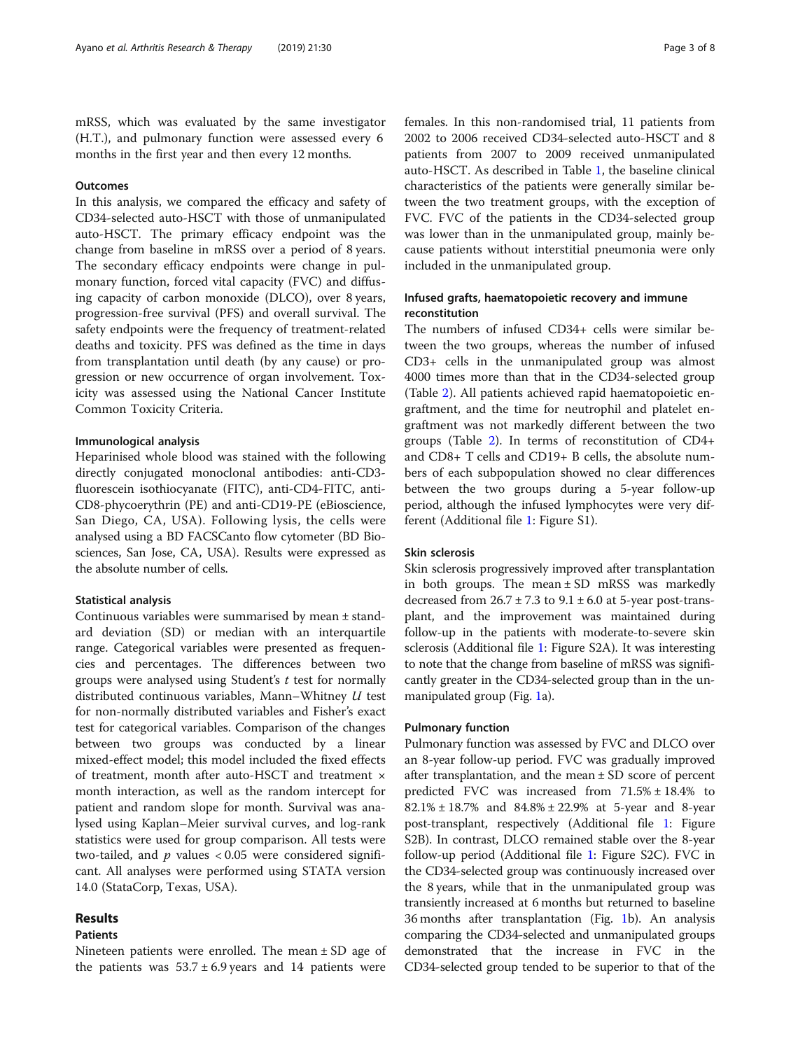mRSS, which was evaluated by the same investigator (H.T.), and pulmonary function were assessed every 6 months in the first year and then every 12 months.

### Outcomes

In this analysis, we compared the efficacy and safety of CD34-selected auto-HSCT with those of unmanipulated auto-HSCT. The primary efficacy endpoint was the change from baseline in mRSS over a period of 8 years. The secondary efficacy endpoints were change in pulmonary function, forced vital capacity (FVC) and diffusing capacity of carbon monoxide (DLCO), over 8 years, progression-free survival (PFS) and overall survival. The safety endpoints were the frequency of treatment-related deaths and toxicity. PFS was defined as the time in days from transplantation until death (by any cause) or progression or new occurrence of organ involvement. Toxicity was assessed using the National Cancer Institute Common Toxicity Criteria.

### Immunological analysis

Heparinised whole blood was stained with the following directly conjugated monoclonal antibodies: anti-CD3-fluorescein isothiocyanate (FITC), anti-CD4-FITC, anti-CD8-phycoerythrin (PE) and anti-CD19-PE (eBioscience, San Diego, CA, USA). Following lysis, the cells were analysed using a BD FACSCanto flow cytometer (BD Biosciences, San Jose, CA, USA). Results were expressed as the absolute number of cells.

### Statistical analysis

Continuous variables were summarised by mean ± standard deviation (SD) or median with an interquartile range. Categorical variables were presented as frequencies and percentages. The differences between two groups were analysed using Student's *t* test for normally distributed continuous variables, Mann–Whitney *U* test for non-normally distributed variables and Fisher's exact test for categorical variables. Comparison of the changes between two groups was conducted by a linear mixed-effect model; this model included the fixed effects of treatment, month after auto-HSCT and treatment × month interaction, as well as the random intercept for patient and random slope for month. Survival was analysed using Kaplan–Meier survival curves, and log-rank statistics were used for group comparison. All tests were two-tailed, and $p$ values $< 0.05$ were considered significant. All analyses were performed using STATA version 14.0 (StataCorp, Texas, USA).

## Results

### Patients

Nineteen patients were enrolled. The mean ± SD age of the patients was 53.7 ± 6.9 years and 14 patients were females. In this non-randomised trial, 11 patients from 2002 to 2006 received CD34-selected auto-HSCT and 8 patients from 2007 to 2009 received unmanipulated auto-HSCT. As described in Table 1, the baseline clinical characteristics of the patients were generally similar between the two treatment groups, with the exception of FVC. FVC of the patients in the CD34-selected group was lower than in the unmanipulated group, mainly because patients without interstitial pneumonia were only included in the unmanipulated group.

### Infused grafts, haematopoietic recovery and immune reconstitution

The numbers of infused CD34+ cells were similar between the two groups, whereas the number of infused CD3+ cells in the unmanipulated group was almost 4000 times more than that in the CD34-selected group (Table 2). All patients achieved rapid haematopoietic engraftment, and the time for neutrophil and platelet engraftment was not markedly different between the two groups (Table 2). In terms of reconstitution of CD4+ and CD8+ T cells and CD19+ B cells, the absolute numbers of each subpopulation showed no clear differences between the two groups during a 5-year follow-up period, although the infused lymphocytes were very different (Additional file 1: Figure S1).

### Skin sclerosis

Skin sclerosis progressively improved after transplantation in both groups. The mean ± SD mRSS was markedly decreased from 26.7 ± 7.3 to 9.1 ± 6.0 at 5-year post-transplant, and the improvement was maintained during follow-up in the patients with moderate-to-severe skin sclerosis (Additional file 1: Figure S2A). It was interesting to note that the change from baseline of mRSS was significantly greater in the CD34-selected group than in the unmanipulated group (Fig. 1a).

### Pulmonary function

Pulmonary function was assessed by FVC and DLCO over an 8-year follow-up period. FVC was gradually improved after transplantation, and the mean ± SD score of percent predicted FVC was increased from 71.5% ± 18.4% to 82.1% ± 18.7% and 84.8% ± 22.9% at 5-year and 8-year post-transplant, respectively (Additional file 1: Figure S2B). In contrast, DLCO remained stable over the 8-year follow-up period (Additional file 1: Figure S2C). FVC in the CD34-selected group was continuously increased over the 8 years, while that in the unmanipulated group was transiently increased at 6 months but returned to baseline 36 months after transplantation (Fig. 1b). An analysis comparing the CD34-selected and unmanipulated groups demonstrated that the increase in FVC in the CD34-selected group tended to be superior to that of the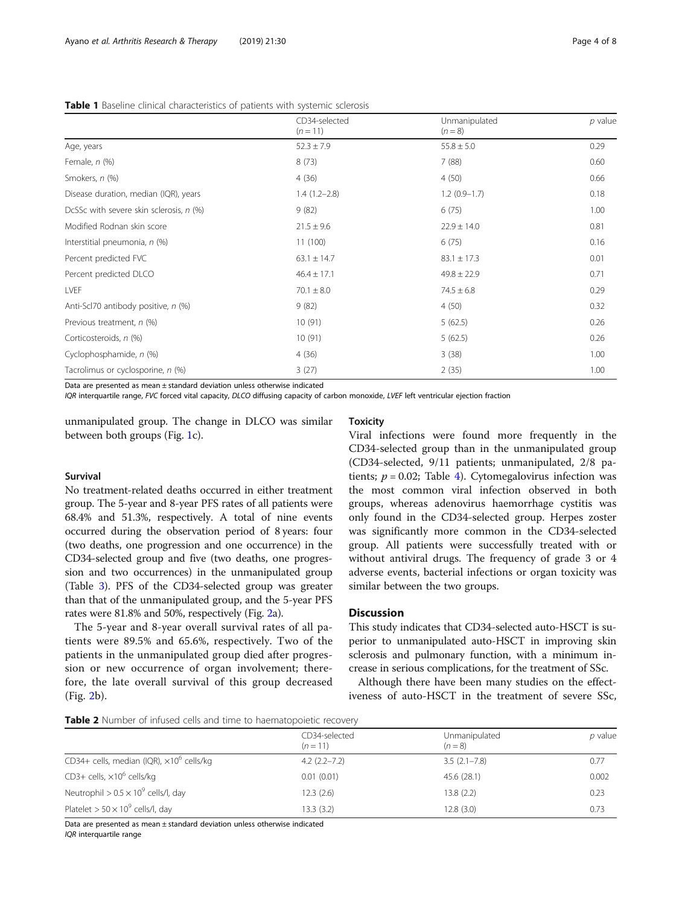**Table 1** Baseline clinical characteristics of patients with systemic sclerosis

| | CD34-selected ($n = 11$) | Unmanipulated ($n = 8$) | *p* value |
|---|---|---|---|
| Age, years | 52.3 ± 7.9 | 55.8 ± 5.0 | 0.29 |
| Female, *n* (%) | 8 (73) | 7 (88) | 0.60 |
| Smokers, *n* (%) | 4 (36) | 4 (50) | 0.66 |
| Disease duration, median (IQR), years | 1.4 (1.2–2.8) | 1.2 (0.9–1.7) | 0.18 |
| DcSSc with severe skin sclerosis, *n* (%) | 9 (82) | 6 (75) | 1.00 |
| Modified Rodnan skin score | 21.5 ± 9.6 | 22.9 ± 14.0 | 0.81 |
| Interstitial pneumonia, *n* (%) | 11 (100) | 6 (75) | 0.16 |
| Percent predicted FVC | 63.1 ± 14.7 | 83.1 ± 17.3 | 0.01 |
| Percent predicted DLCO | 46.4 ± 17.1 | 49.8 ± 22.9 | 0.71 |
| LVEF | 70.1 ± 8.0 | 74.5 ± 6.8 | 0.29 |
| Anti-Scl70 antibody positive, *n* (%) | 9 (82) | 4 (50) | 0.32 |
| Previous treatment, *n* (%) | 10 (91) | 5 (62.5) | 0.26 |
| Corticosteroids, *n* (%) | 10 (91) | 5 (62.5) | 0.26 |
| Cyclophosphamide, *n* (%) | 4 (36) | 3 (38) | 1.00 |
| Tacrolimus or cyclosporine, *n* (%) | 3 (27) | 2 (35) | 1.00 |

Data are presented as mean ± standard deviation unless otherwise indicated
*IQR* interquartile range, *FVC* forced vital capacity, *DLCO* diffusing capacity of carbon monoxide, *LVEF* left ventricular ejection fraction

unmanipulated group. The change in DLCO was similar between both groups (Fig. 1c).

### Survival

No treatment-related deaths occurred in either treatment group. The 5-year and 8-year PFS rates of all patients were 68.4% and 51.3%, respectively. A total of nine events occurred during the observation period of 8 years: four (two deaths, one progression and one occurrence) in the CD34-selected group and five (two deaths, one progression and two occurrences) in the unmanipulated group (Table 3). PFS of the CD34-selected group was greater than that of the unmanipulated group, and the 5-year PFS rates were 81.8% and 50%, respectively (Fig. 2a).

The 5-year and 8-year overall survival rates of all patients were 89.5% and 65.6%, respectively. Two of the patients in the unmanipulated group died after progression or new occurrence of organ involvement; therefore, the late overall survival of this group decreased (Fig. 2b).

### Toxicity

Viral infections were found more frequently in the CD34-selected group than in the unmanipulated group (CD34-selected, 9/11 patients; unmanipulated, 2/8 patients; $p = 0.02$; Table 4). Cytomegalovirus infection was the most common viral infection observed in both groups, whereas adenovirus haemorrhage cystitis was only found in the CD34-selected group. Herpes zoster was significantly more common in the CD34-selected group. All patients were successfully treated with or without antiviral drugs. The frequency of grade 3 or 4 adverse events, bacterial infections or organ toxicity was similar between the two groups.

## Discussion

This study indicates that CD34-selected auto-HSCT is superior to unmanipulated auto-HSCT in improving skin sclerosis and pulmonary function, with a minimum increase in serious complications, for the treatment of SSc.

Although there have been many studies on the effectiveness of auto-HSCT in the treatment of severe SSc,

**Table 2** Number of infused cells and time to haematopoietic recovery

| | CD34-selected ($n = 11$) | Unmanipulated ($n = 8$) | *p* value |
|---|---|---|---|
| CD34+ cells, median (IQR), $\times 10^6$ cells/kg | 4.2 (2.2–7.2) | 3.5 (2.1–7.8) | 0.77 |
| CD3+ cells, $\times 10^6$ cells/kg | 0.01 (0.01) | 45.6 (28.1) | 0.002 |
| Neutrophil $> 0.5 \times 10^9$ cells/l, day | 12.3 (2.6) | 13.8 (2.2) | 0.23 |
| Platelet $> 50 \times 10^9$ cells/l, day | 13.3 (3.2) | 12.8 (3.0) | 0.73 |

Data are presented as mean ± standard deviation unless otherwise indicated
*IQR* interquartile range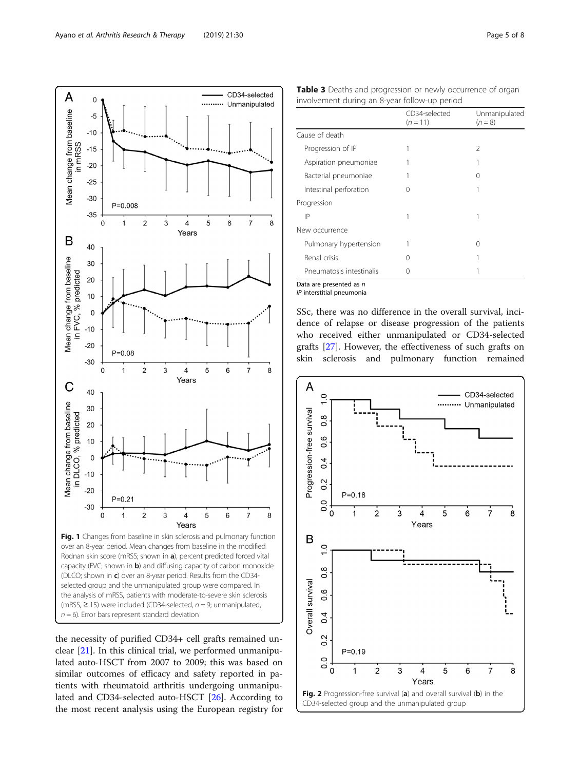Fig. 1 Changes from baseline in skin sclerosis and pulmonary function over an 8-year period. Mean changes from baseline in the modified Rodnan skin score (mRSS; shown in **a**), percent predicted forced vital capacity (FVC; shown in **b**) and diffusing capacity of carbon monoxide (DLCO; shown in **c**) over an 8-year period. Results from the CD34-selected group and the unmanipulated group were compared. In the analysis of mRSS, patients with moderate-to-severe skin sclerosis (mRSS, ≥ 15) were included (CD34-selected, *n* = 9; unmanipulated, *n* = 6). Error bars represent standard deviation

the necessity of purified CD34+ cell grafts remained unclear [21]. In this clinical trial, we performed unmanipulated auto-HSCT from 2007 to 2009; this was based on similar outcomes of efficacy and safety reported in patients with rheumatoid arthritis undergoing unmanipulated and CD34-selected auto-HSCT [26]. According to the most recent analysis using the European registry for SSc, there was no difference in the overall survival, incidence of relapse or disease progression of the patients who received either unmanipulated or CD34-selected grafts [27]. However, the effectiveness of such grafts on skin sclerosis and pulmonary function remained

**Table 3** Deaths and progression or newly occurrence of organ involvement during an 8-year follow-up period

| | CD34-selected (*n* = 11) | Unmanipulated (*n* = 8) |
|---|---|---|
| Cause of death | | |
| Progression of IP | 1 | 2 |
| Aspiration pneumoniae | 1 | 1 |
| Bacterial pneumoniae | 1 | 0 |
| Intestinal perforation | 0 | 1 |
| Progression | | |
| IP | 1 | 1 |
| New occurrence | | |
| Pulmonary hypertension | 1 | 0 |
| Renal crisis | 0 | 1 |
| Pneumatosis intestinalis | 0 | 1 |

Data are presented as *n*
*IP* interstitial pneumonia

Fig. 2 Progression-free survival (**a**) and overall survival (**b**) in the CD34-selected group and the unmanipulated group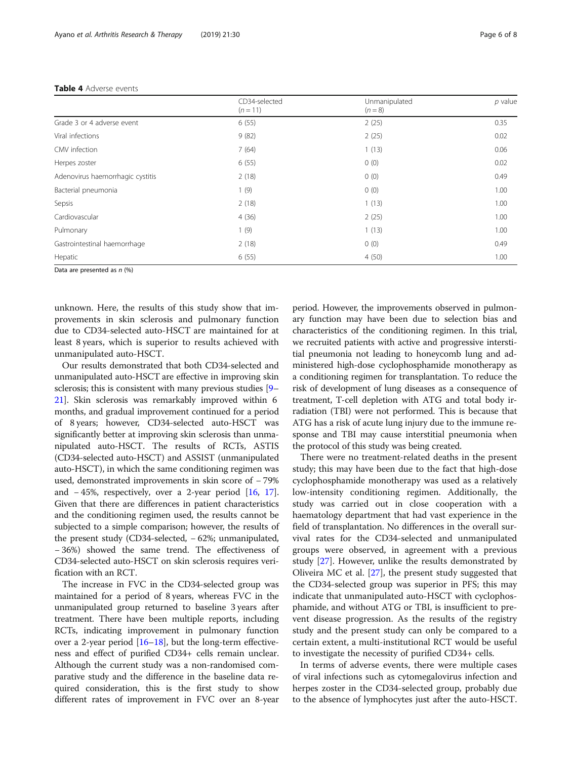**Table 4** Adverse events

| | CD34-selected (*n* = 11) | Unmanipulated (*n* = 8) | *p* value |
|---|---|---|---|
| Grade 3 or 4 adverse event | 6 (55) | 2 (25) | 0.35 |
| Viral infections | 9 (82) | 2 (25) | 0.02 |
| CMV infection | 7 (64) | 1 (13) | 0.06 |
| Herpes zoster | 6 (55) | 0 (0) | 0.02 |
| Adenovirus haemorrhagic cystitis | 2 (18) | 0 (0) | 0.49 |
| Bacterial pneumonia | 1 (9) | 0 (0) | 1.00 |
| Sepsis | 2 (18) | 1 (13) | 1.00 |
| Cardiovascular | 4 (36) | 2 (25) | 1.00 |
| Pulmonary | 1 (9) | 1 (13) | 1.00 |
| Gastrointestinal haemorrhage | 2 (18) | 0 (0) | 0.49 |
| Hepatic | 6 (55) | 4 (50) | 1.00 |

Data are presented as *n* (%)

unknown. Here, the results of this study show that improvements in skin sclerosis and pulmonary function due to CD34-selected auto-HSCT are maintained for at least 8 years, which is superior to results achieved with unmanipulated auto-HSCT.

Our results demonstrated that both CD34-selected and unmanipulated auto-HSCT are effective in improving skin sclerosis; this is consistent with many previous studies [9–21]. Skin sclerosis was remarkably improved within 6 months, and gradual improvement continued for a period of 8 years; however, CD34-selected auto-HSCT was significantly better at improving skin sclerosis than unmanipulated auto-HSCT. The results of RCTs, ASTIS (CD34-selected auto-HSCT) and ASSIST (unmanipulated auto-HSCT), in which the same conditioning regimen was used, demonstrated improvements in skin score of − 79% and − 45%, respectively, over a 2-year period [16, 17]. Given that there are differences in patient characteristics and the conditioning regimen used, the results cannot be subjected to a simple comparison; however, the results of the present study (CD34-selected, − 62%; unmanipulated, − 36%) showed the same trend. The effectiveness of CD34-selected auto-HSCT on skin sclerosis requires verification with an RCT.

The increase in FVC in the CD34-selected group was maintained for a period of 8 years, whereas FVC in the unmanipulated group returned to baseline 3 years after treatment. There have been multiple reports, including RCTs, indicating improvement in pulmonary function over a 2-year period [16–18], but the long-term effectiveness and effect of purified CD34+ cells remain unclear. Although the current study was a non-randomised comparative study and the difference in the baseline data required consideration, this is the first study to show different rates of improvement in FVC over an 8-year period. However, the improvements observed in pulmonary function may have been due to selection bias and characteristics of the conditioning regimen. In this trial, we recruited patients with active and progressive interstitial pneumonia not leading to honeycomb lung and administered high-dose cyclophosphamide monotherapy as a conditioning regimen for transplantation. To reduce the risk of development of lung diseases as a consequence of treatment, T-cell depletion with ATG and total body irradiation (TBI) were not performed. This is because that ATG has a risk of acute lung injury due to the immune response and TBI may cause interstitial pneumonia when the protocol of this study was being created.

There were no treatment-related deaths in the present study; this may have been due to the fact that high-dose cyclophosphamide monotherapy was used as a relatively low-intensity conditioning regimen. Additionally, the study was carried out in close cooperation with a haematology department that had vast experience in the field of transplantation. No differences in the overall survival rates for the CD34-selected and unmanipulated groups were observed, in agreement with a previous study [27]. However, unlike the results demonstrated by Oliveira MC et al. [27], the present study suggested that the CD34-selected group was superior in PFS; this may indicate that unmanipulated auto-HSCT with cyclophosphamide, and without ATG or TBI, is insufficient to prevent disease progression. As the results of the registry study and the present study can only be compared to a certain extent, a multi-institutional RCT would be useful to investigate the necessity of purified CD34+ cells.

In terms of adverse events, there were multiple cases of viral infections such as cytomegalovirus infection and herpes zoster in the CD34-selected group, probably due to the absence of lymphocytes just after the auto-HSCT.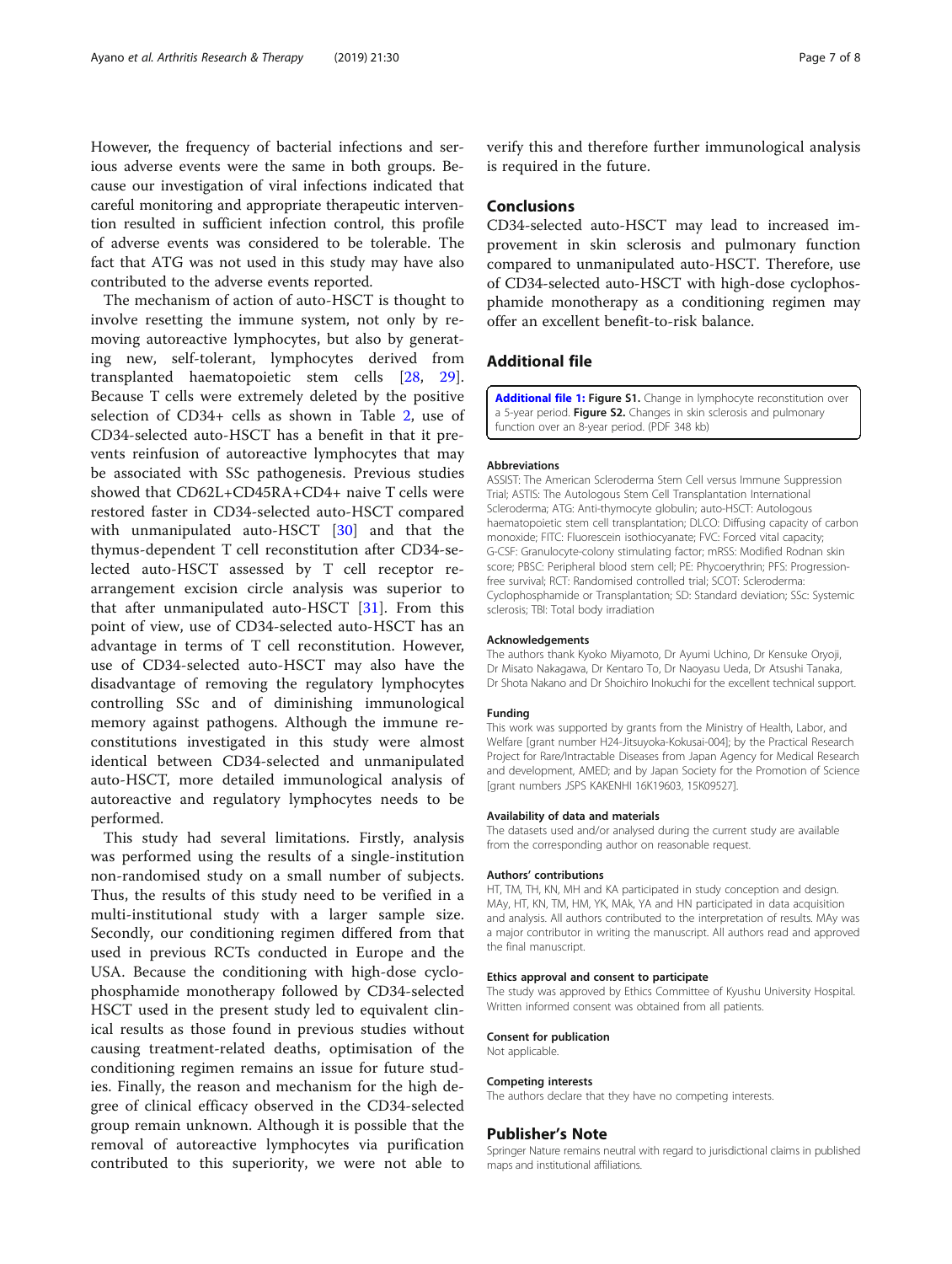However, the frequency of bacterial infections and serious adverse events were the same in both groups. Because our investigation of viral infections indicated that careful monitoring and appropriate therapeutic intervention resulted in sufficient infection control, this profile of adverse events was considered to be tolerable. The fact that ATG was not used in this study may have also contributed to the adverse events reported.

The mechanism of action of auto-HSCT is thought to involve resetting the immune system, not only by removing autoreactive lymphocytes, but also by generating new, self-tolerant, lymphocytes derived from transplanted haematopoietic stem cells [28, 29]. Because T cells were extremely deleted by the positive selection of CD34+ cells as shown in Table 2, use of CD34-selected auto-HSCT has a benefit in that it prevents reinfusion of autoreactive lymphocytes that may be associated with SSc pathogenesis. Previous studies showed that CD62L+CD45RA+CD4+ naive T cells were restored faster in CD34-selected auto-HSCT compared with unmanipulated auto-HSCT [30] and that the thymus-dependent T cell reconstitution after CD34-selected auto-HSCT assessed by T cell receptor rearrangement excision circle analysis was superior to that after unmanipulated auto-HSCT [31]. From this point of view, use of CD34-selected auto-HSCT has an advantage in terms of T cell reconstitution. However, use of CD34-selected auto-HSCT may also have the disadvantage of removing the regulatory lymphocytes controlling SSc and of diminishing immunological memory against pathogens. Although the immune reconstitutions investigated in this study were almost identical between CD34-selected and unmanipulated auto-HSCT, more detailed immunological analysis of autoreactive and regulatory lymphocytes needs to be performed.

This study had several limitations. Firstly, analysis was performed using the results of a single-institution non-randomised study on a small number of subjects. Thus, the results of this study need to be verified in a multi-institutional study with a larger sample size. Secondly, our conditioning regimen differed from that used in previous RCTs conducted in Europe and the USA. Because the conditioning with high-dose cyclophosphamide monotherapy followed by CD34-selected HSCT used in the present study led to equivalent clinical results as those found in previous studies without causing treatment-related deaths, optimisation of the conditioning regimen remains an issue for future studies. Finally, the reason and mechanism for the high degree of clinical efficacy observed in the CD34-selected group remain unknown. Although it is possible that the removal of autoreactive lymphocytes via purification contributed to this superiority, we were not able to verify this and therefore further immunological analysis is required in the future.

## Conclusions

CD34-selected auto-HSCT may lead to increased improvement in skin sclerosis and pulmonary function compared to unmanipulated auto-HSCT. Therefore, use of CD34-selected auto-HSCT with high-dose cyclophosphamide monotherapy as a conditioning regimen may offer an excellent benefit-to-risk balance.

## Additional file

**Additional file 1: Figure S1.** Change in lymphocyte reconstitution over a 5-year period. **Figure S2.** Changes in skin sclerosis and pulmonary function over an 8-year period. (PDF 348 kb)

#### Abbreviations

ASSIST: The American Scleroderma Stem Cell versus Immune Suppression Trial; ASTIS: The Autologous Stem Cell Transplantation International Scleroderma; ATG: Anti-thymocyte globulin; auto-HSCT: Autologous haematopoietic stem cell transplantation; DLCO: Diffusing capacity of carbon monoxide; FITC: Fluorescein isothiocyanate; FVC: Forced vital capacity; G-CSF: Granulocyte-colony stimulating factor; mRSS: Modified Rodnan skin score; PBSC: Peripheral blood stem cell; PE: Phycoerythrin; PFS: Progression-free survival; RCT: Randomised controlled trial; SCOT: Scleroderma: Cyclophosphamide or Transplantation; SD: Standard deviation; SSc: Systemic sclerosis; TBI: Total body irradiation

#### Acknowledgements

The authors thank Kyoko Miyamoto, Dr Ayumi Uchino, Dr Kensuke Oryoji, Dr Misato Nakagawa, Dr Kentaro To, Dr Naoyasu Ueda, Dr Atsushi Tanaka, Dr Shota Nakano and Dr Shoichiro Inokuchi for the excellent technical support.

#### Funding

This work was supported by grants from the Ministry of Health, Labor, and Welfare [grant number H24-Jitsuyoka-Kokusai-004]; by the Practical Research Project for Rare/Intractable Diseases from Japan Agency for Medical Research and development, AMED; and by Japan Society for the Promotion of Science [grant numbers JSPS KAKENHI 16K19603, 15K09527].

#### Availability of data and materials

The datasets used and/or analysed during the current study are available from the corresponding author on reasonable request.

#### Authors' contributions

HT, TM, TH, KN, MH and KA participated in study conception and design. MAy, HT, KN, TM, HM, YK, MAk, YA and HN participated in data acquisition and analysis. All authors contributed to the interpretation of results. MAy was a major contributor in writing the manuscript. All authors read and approved the final manuscript.

#### Ethics approval and consent to participate

The study was approved by Ethics Committee of Kyushu University Hospital. Written informed consent was obtained from all patients.

#### Consent for publication

Not applicable.

#### Competing interests

The authors declare that they have no competing interests.

## Publisher's Note

Springer Nature remains neutral with regard to jurisdictional claims in published maps and institutional affiliations.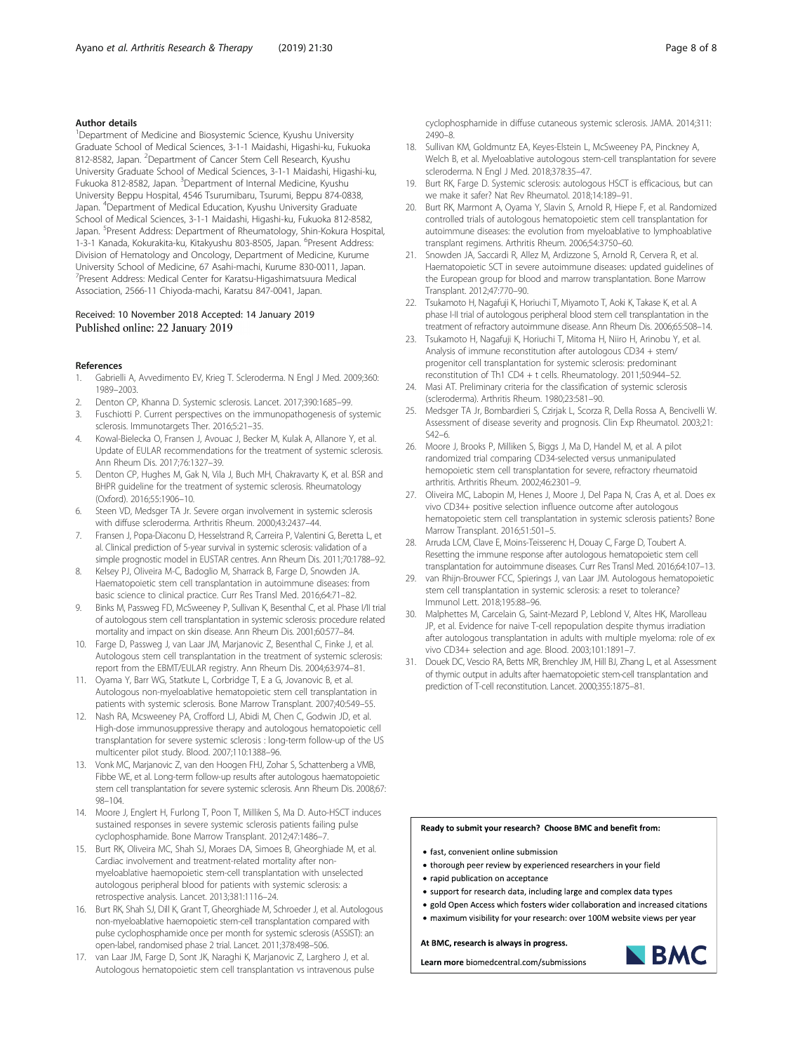#### Author details

[1]Department of Medicine and Biosystemic Science, Kyushu University Graduate School of Medical Sciences, 3-1-1 Maidashi, Higashi-ku, Fukuoka 812-8582, Japan. [2]Department of Cancer Stem Cell Research, Kyushu University Graduate School of Medical Sciences, 3-1-1 Maidashi, Higashi-ku, Fukuoka 812-8582, Japan. [3]Department of Internal Medicine, Kyushu University Beppu Hospital, 4546 Tsurumibaru, Tsurumi, Beppu 874-0838, Japan. [4]Department of Medical Education, Kyushu University Graduate School of Medical Sciences, 3-1-1 Maidashi, Higashi-ku, Fukuoka 812-8582, Japan. [5]Present Address: Department of Rheumatology, Shin-Kokura Hospital, 1-3-1 Kanada, Kokurakita-ku, Kitakyushu 803-8505, Japan. [6]Present Address: Division of Hematology and Oncology, Department of Medicine, Kurume University School of Medicine, 67 Asahi-machi, Kurume 830-0011, Japan. [7]Present Address: Medical Center for Karatsu-Higashimatsuura Medical Association, 2566-11 Chiyoda-machi, Karatsu 847-0041, Japan.

Received: 10 November 2018 Accepted: 14 January 2019
Published online: 22 January 2019

#### References

1. Gabrielli A, Avvedimento EV, Krieg T. Scleroderma. N Engl J Med. 2009;360:1989–2003.
2. Denton CP, Khanna D. Systemic sclerosis. Lancet. 2017;390:1685–99.
3. Fuschiotti P. Current perspectives on the immunopathogenesis of systemic sclerosis. Immunotargets Ther. 2016;5:21–35.
4. Kowal-Bielecka O, Fransen J, Avouac J, Becker M, Kulak A, Allanore Y, et al. Update of EULAR recommendations for the treatment of systemic sclerosis. Ann Rheum Dis. 2017;76:1327–39.
5. Denton CP, Hughes M, Gak N, Vila J, Buch MH, Chakravarty K, et al. BSR and BHPR guideline for the treatment of systemic sclerosis. Rheumatology (Oxford). 2016;55:1906–10.
6. Steen VD, Medsger TA Jr. Severe organ involvement in systemic sclerosis with diffuse scleroderma. Arthritis Rheum. 2000;43:2437–44.
7. Fransen J, Popa-Diaconu D, Hesselstrand R, Carreira P, Valentini G, Beretta L, et al. Clinical prediction of 5-year survival in systemic sclerosis: validation of a simple prognostic model in EUSTAR centres. Ann Rheum Dis. 2011;70:1788–92.
8. Kelsey PJ, Oliveira M-C, Badoglio M, Sharrack B, Farge D, Snowden JA. Haematopoietic stem cell transplantation in autoimmune diseases: from basic science to clinical practice. Curr Res Transl Med. 2016;64:71–82.
9. Binks M, Passweg FD, McSweeney P, Sullivan K, Besenthal C, et al. Phase I/II trial of autologous stem cell transplantation in systemic sclerosis: procedure related mortality and impact on skin disease. Ann Rheum Dis. 2001;60:577–84.
10. Farge D, Passweg J, van Laar JM, Marjanovic Z, Besenthal C, Finke J, et al. Autologous stem cell transplantation in the treatment of systemic sclerosis: report from the EBMT/EULAR registry. Ann Rheum Dis. 2004;63:974–81.
11. Oyama Y, Barr WG, Statkute L, Corbridge T, E a G, Jovanovic B, et al. Autologous non-myeloablative hematopoietic stem cell transplantation in patients with systemic sclerosis. Bone Marrow Transplant. 2007;40:549–55.
12. Nash RA, Mcsweeney PA, Crofford LJ, Abidi M, Chen C, Godwin JD, et al. High-dose immunosuppressive therapy and autologous hematopoietic cell transplantation for severe systemic sclerosis : long-term follow-up of the US multicenter pilot study. Blood. 2007;110:1388–96.
13. Vonk MC, Marjanovic Z, van den Hoogen FHJ, Zohar S, Schattenberg a VMB, Fibbe WE, et al. Long-term follow-up results after autologous haematopoietic stem cell transplantation for severe systemic sclerosis. Ann Rheum Dis. 2008;67:98–104.
14. Moore J, Englert H, Furlong T, Poon T, Milliken S, Ma D. Auto-HSCT induces sustained responses in severe systemic sclerosis patients failing pulse cyclophosphamide. Bone Marrow Transplant. 2012;47:1486–7.
15. Burt RK, Oliveira MC, Shah SJ, Moraes DA, Simoes B, Gheorghiade M, et al. Cardiac involvement and treatment-related mortality after non-myeloablative haemopoietic stem-cell transplantation with unselected autologous peripheral blood for patients with systemic sclerosis: a retrospective analysis. Lancet. 2013;381:1116–24.
16. Burt RK, Shah SJ, Dill K, Grant T, Gheorghiade M, Schroeder J, et al. Autologous non-myeloablative haemopoietic stem-cell transplantation compared with pulse cyclophosphamide once per month for systemic sclerosis (ASSIST): an open-label, randomised phase 2 trial. Lancet. 2011;378:498–506.
17. van Laar JM, Farge D, Sont JK, Naraghi K, Marjanovic Z, Larghero J, et al. Autologous hematopoietic stem cell transplantation vs intravenous pulse cyclophosphamide in diffuse cutaneous systemic sclerosis. JAMA. 2014;311:2490–8.
18. Sullivan KM, Goldmuntz EA, Keyes-Elstein L, McSweeney PA, Pinckney A, Welch B, et al. Myeloablative autologous stem-cell transplantation for severe scleroderma. N Engl J Med. 2018;378:35–47.
19. Burt RK, Farge D. Systemic sclerosis: autologous HSCT is efficacious, but can we make it safer? Nat Rev Rheumatol. 2018;14:189–91.
20. Burt RK, Marmont A, Oyama Y, Slavin S, Arnold R, Hiepe F, et al. Randomized controlled trials of autologous hematopoietic stem cell transplantation for autoimmune diseases: the evolution from myeloablative to lymphoablative transplant regimens. Arthritis Rheum. 2006;54:3750–60.
21. Snowden JA, Saccardi R, Allez M, Ardizzone S, Arnold R, Cervera R, et al. Haematopoietic SCT in severe autoimmune diseases: updated guidelines of the European group for blood and marrow transplantation. Bone Marrow Transplant. 2012;47:770–90.
22. Tsukamoto H, Nagafuji K, Horiuchi T, Miyamoto T, Aoki K, Takase K, et al. A phase I-II trial of autologous peripheral blood stem cell transplantation in the treatment of refractory autoimmune disease. Ann Rheum Dis. 2006;65:508–14.
23. Tsukamoto H, Nagafuji K, Horiuchi T, Mitoma H, Niiro H, Arinobu Y, et al. Analysis of immune reconstitution after autologous CD34 + stem/progenitor cell transplantation for systemic sclerosis: predominant reconstitution of Th1 CD4 + t cells. Rheumatology. 2011;50:944–52.
24. Masi AT. Preliminary criteria for the classification of systemic sclerosis (scleroderma). Arthritis Rheum. 1980;23:581–90.
25. Medsger TA Jr, Bombardieri S, Czirjak L, Scorza R, Della Rossa A, Bencivelli W. Assessment of disease severity and prognosis. Clin Exp Rheumatol. 2003;21:S42–6.
26. Moore J, Brooks P, Milliken S, Biggs J, Ma D, Handel M, et al. A pilot randomized trial comparing CD34-selected versus unmanipulated hemopoietic stem cell transplantation for severe, refractory rheumatoid arthritis. Arthritis Rheum. 2002;46:2301–9.
27. Oliveira MC, Labopin M, Henes J, Moore J, Del Papa N, Cras A, et al. Does ex vivo CD34+ positive selection influence outcome after autologous hematopoietic stem cell transplantation in systemic sclerosis patients? Bone Marrow Transplant. 2016;51:501–5.
28. Arruda LCM, Clave E, Moins-Teisserenc H, Douay C, Farge D, Toubert A. Resetting the immune response after autologous hematopoietic stem cell transplantation for autoimmune diseases. Curr Res Transl Med. 2016;64:107–13.
29. van Rhijn-Brouwer FCC, Spierings J, van Laar JM. Autologous hematopoietic stem cell transplantation in systemic sclerosis: a reset to tolerance? Immunol Lett. 2018;195:88–96.
30. Malphettes M, Carcelain G, Saint-Mezard P, Leblond V, Altes HK, Marolleau JP, et al. Evidence for naive T-cell repopulation despite thymus irradiation after autologous transplantation in adults with multiple myeloma: role of ex vivo CD34+ selection and age. Blood. 2003;101:1891–7.
31. Douek DC, Vescio RA, Betts MR, Brenchley JM, Hill BJ, Zhang L, et al. Assessment of thymic output in adults after haematopoietic stem-cell transplantation and prediction of T-cell reconstitution. Lancet. 2000;355:1875–81.

**Ready to submit your research? Choose BMC and benefit from:**

- fast, convenient online submission
- thorough peer review by experienced researchers in your field
- rapid publication on acceptance
- support for research data, including large and complex data types
- gold Open Access which fosters wider collaboration and increased citations
- maximum visibility for your research: over 100M website views per year

**At BMC, research is always in progress.**

**Learn more** biomedcentral.com/submissions